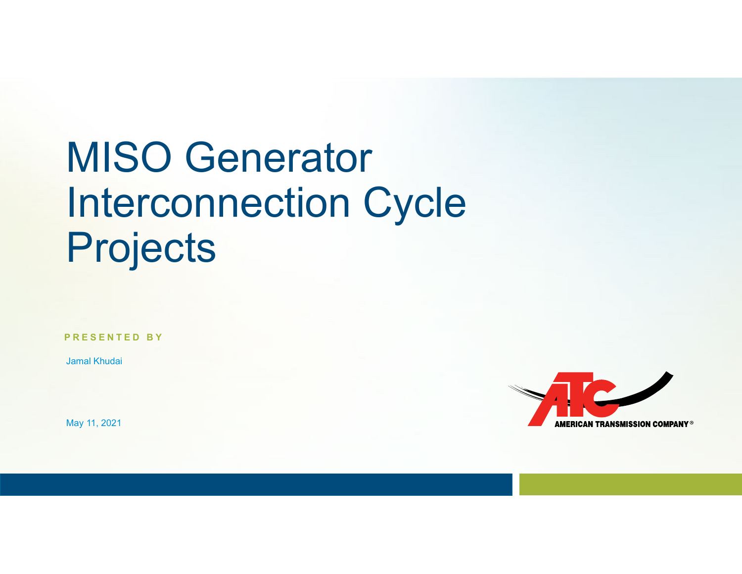# MISO Generator Interconnection Cycle Projects

**PRESENTED BY**

Jamal Khudai

May 11, 2021

AMERICAN TRANSMISSION COMPANY®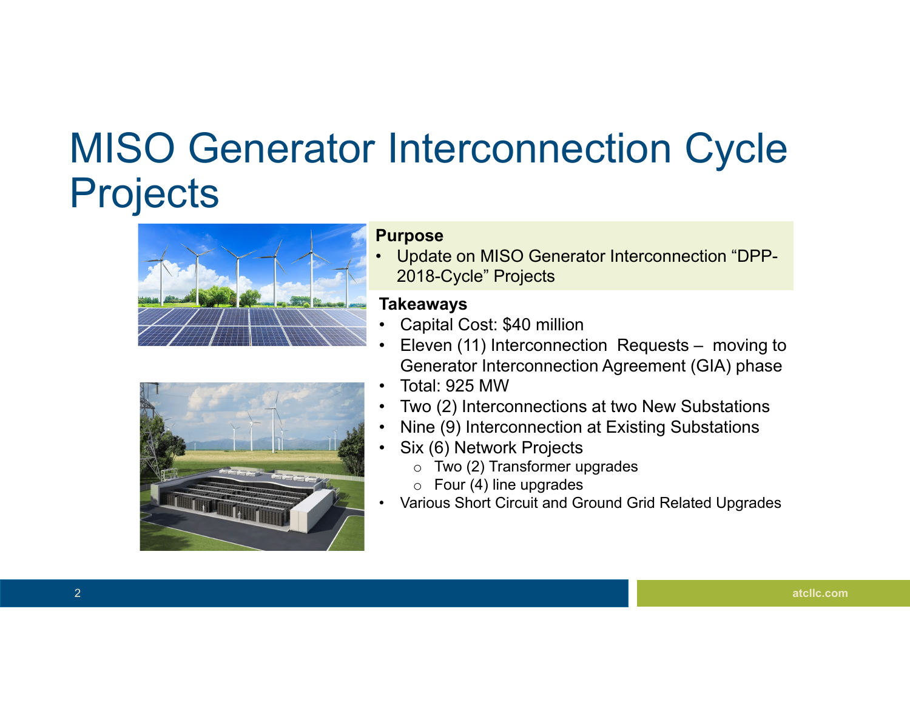# MISO Generator Interconnection Cycle Projects

**Purpose**

- Update on MISO Generator Interconnection "DPP-2018-Cycle" Projects

**Takeaways**

- Capital Cost: $40 million
- Eleven (11) Interconnection Requests – moving to Generator Interconnection Agreement (GIA) phase
- Total: 925 MW
- Two (2) Interconnections at two New Substations
- Nine (9) Interconnection at Existing Substations
- Six (6) Network Projects
  - Two (2) Transformer upgrades
  - Four (4) line upgrades
- Various Short Circuit and Ground Grid Related Upgrades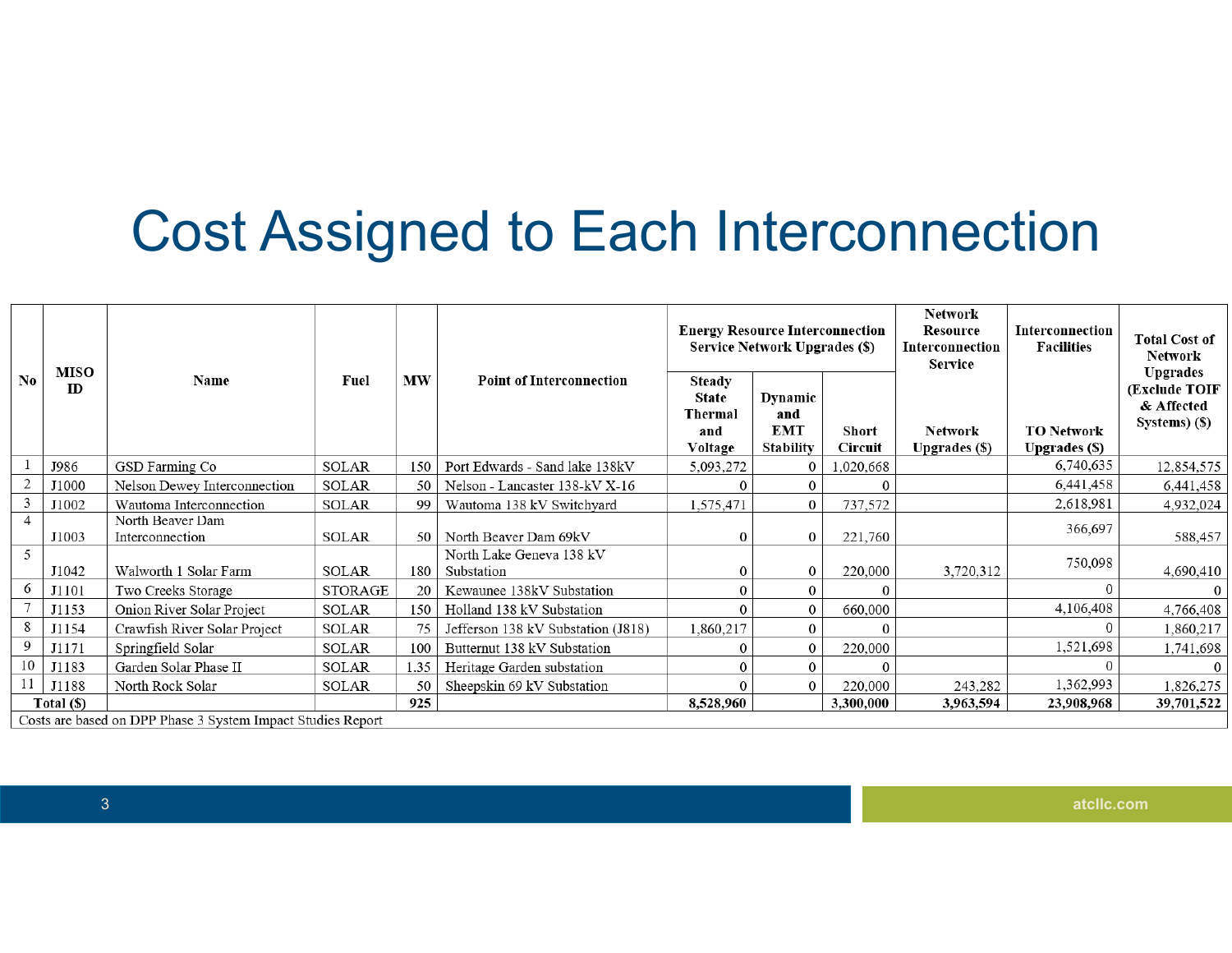# Cost Assigned to Each Interconnection

| No | MISO ID | Name | Fuel | MW | Point of Interconnection | Energy Resource Interconnection Service Network Upgrades ($) | | | Network Resource Interconnection Service | Interconnection Facilities | Total Cost of Network Upgrades (Exclude TOIF & Affected Systems) ($) |
|---|---|---|---|---|---|---|---|---|---|---|---|
| | | | | | | Steady State Thermal and Voltage | Dynamic and EMT Stability | Short Circuit | Network Upgrades ($) | TO Network Upgrades ($) | |
| 1 | J986 | GSD Farming Co | SOLAR | 150 | Port Edwards - Sand lake 138kV | 5,093,272 | 0 | 1,020,668 | | 6,740,635 | 12,854,575 |
| 2 | J1000 | Nelson Dewey Interconnection | SOLAR | 50 | Nelson - Lancaster 138-kV X-16 | 0 | 0 | 0 | | 6,441,458 | 6,441,458 |
| 3 | J1002 | Wautoma Interconnection | SOLAR | 99 | Wautoma 138 kV Switchyard | 1,575,471 | 0 | 737,572 | | 2,618,981 | 4,932,024 |
| 4 | J1003 | North Beaver Dam Interconnection | SOLAR | 50 | North Beaver Dam 69kV | 0 | 0 | 221,760 | | 366,697 | 588,457 |
| 5 | J1042 | Walworth 1 Solar Farm | SOLAR | 180 | North Lake Geneva 138 kV Substation | 0 | 0 | 220,000 | 3,720,312 | 750,098 | 4,690,410 |
| 6 | J1101 | Two Creeks Storage | STORAGE | 20 | Kewaunee 138kV Substation | 0 | 0 | 0 | | 0 | 0 |
| 7 | J1153 | Onion River Solar Project | SOLAR | 150 | Holland 138 kV Substation | 0 | 0 | 660,000 | | 4,106,408 | 4,766,408 |
| 8 | J1154 | Crawfish River Solar Project | SOLAR | 75 | Jefferson 138 kV Substation (J818) | 1,860,217 | 0 | 0 | | 0 | 1,860,217 |
| 9 | J1171 | Springfield Solar | SOLAR | 100 | Butternut 138 kV Substation | 0 | 0 | 220,000 | | 1,521,698 | 1,741,698 |
| 10 | J1183 | Garden Solar Phase II | SOLAR | 1.35 | Heritage Garden substation | 0 | 0 | 0 | | 0 | 0 |
| 11 | J1188 | North Rock Solar | SOLAR | 50 | Sheepskin 69 kV Substation | 0 | 0 | 220,000 | 243,282 | 1,362,993 | 1,826,275 |
| Total ($) | | | | 925 | | 8,528,960 | | 3,300,000 | 3,963,594 | 23,908,968 | 39,701,522 |

Costs are based on DPP Phase 3 System Impact Studies Report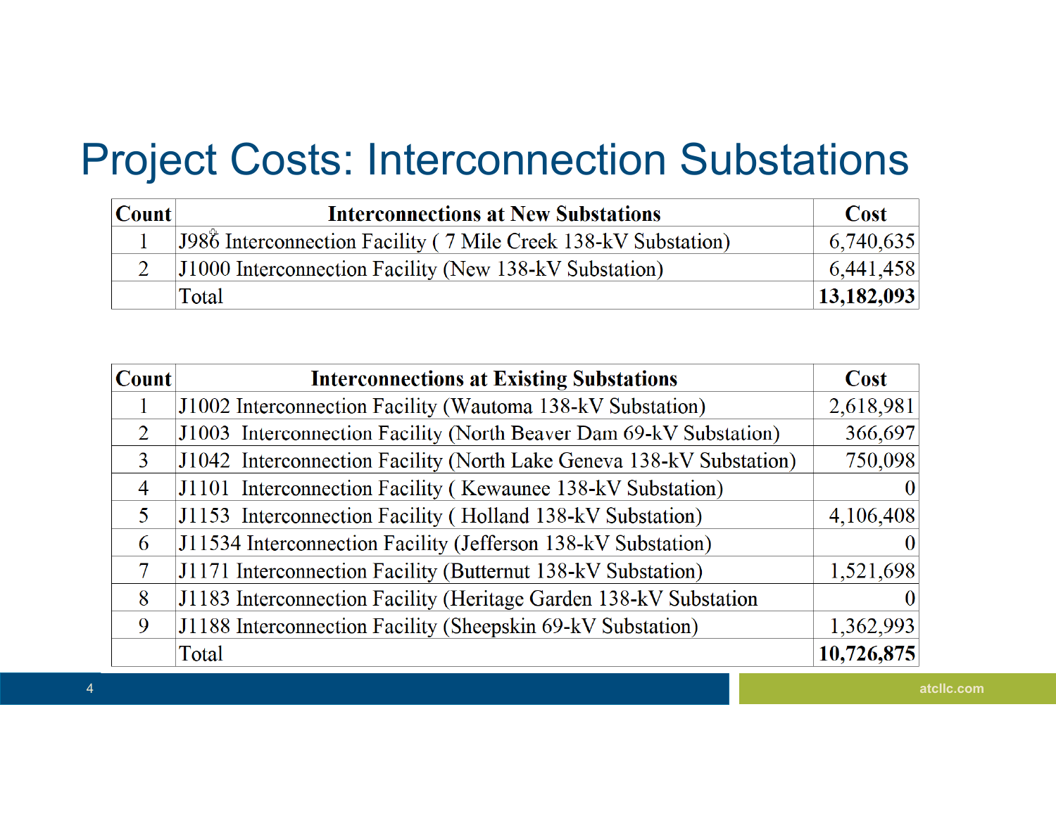# Project Costs: Interconnection Substations

| Count | Interconnections at New Substations | Cost |
|---|---|---|
| 1 | J986 Interconnection Facility ( 7 Mile Creek 138-kV Substation) | 6,740,635 |
| 2 | J1000 Interconnection Facility (New 138-kV Substation) | 6,441,458 |
| | Total | **13,182,093** |

| Count | Interconnections at Existing Substations | Cost |
|---|---|---|
| 1 | J1002 Interconnection Facility (Wautoma 138-kV Substation) | 2,618,981 |
| 2 | J1003 Interconnection Facility (North Beaver Dam 69-kV Substation) | 366,697 |
| 3 | J1042 Interconnection Facility (North Lake Geneva 138-kV Substation) | 750,098 |
| 4 | J1101 Interconnection Facility ( Kewaunee 138-kV Substation) | 0 |
| 5 | J1153 Interconnection Facility ( Holland 138-kV Substation) | 4,106,408 |
| 6 | J11534 Interconnection Facility (Jefferson 138-kV Substation) | 0 |
| 7 | J1171 Interconnection Facility (Butternut 138-kV Substation) | 1,521,698 |
| 8 | J1183 Interconnection Facility (Heritage Garden 138-kV Substation | 0 |
| 9 | J1188 Interconnection Facility (Sheepskin 69-kV Substation) | 1,362,993 |
| | Total | **10,726,875** |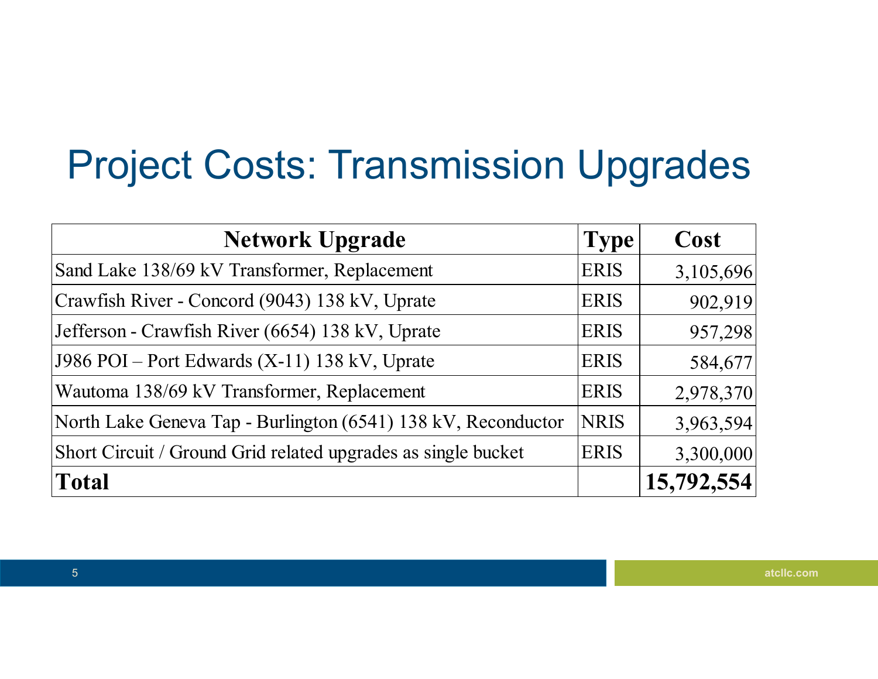# Project Costs: Transmission Upgrades

| **Network Upgrade** | **Type** | **Cost** |
|---|---|---|
| Sand Lake 138/69 kV Transformer, Replacement | ERIS | 3,105,696 |
| Crawfish River - Concord (9043) 138 kV, Uprate | ERIS | 902,919 |
| Jefferson - Crawfish River (6654) 138 kV, Uprate | ERIS | 957,298 |
| J986 POI – Port Edwards (X-11) 138 kV, Uprate | ERIS | 584,677 |
| Wautoma 138/69 kV Transformer, Replacement | ERIS | 2,978,370 |
| North Lake Geneva Tap - Burlington (6541) 138 kV, Reconductor | NRIS | 3,963,594 |
| Short Circuit / Ground Grid related upgrades as single bucket | ERIS | 3,300,000 |
| **Total** | | **15,792,554** |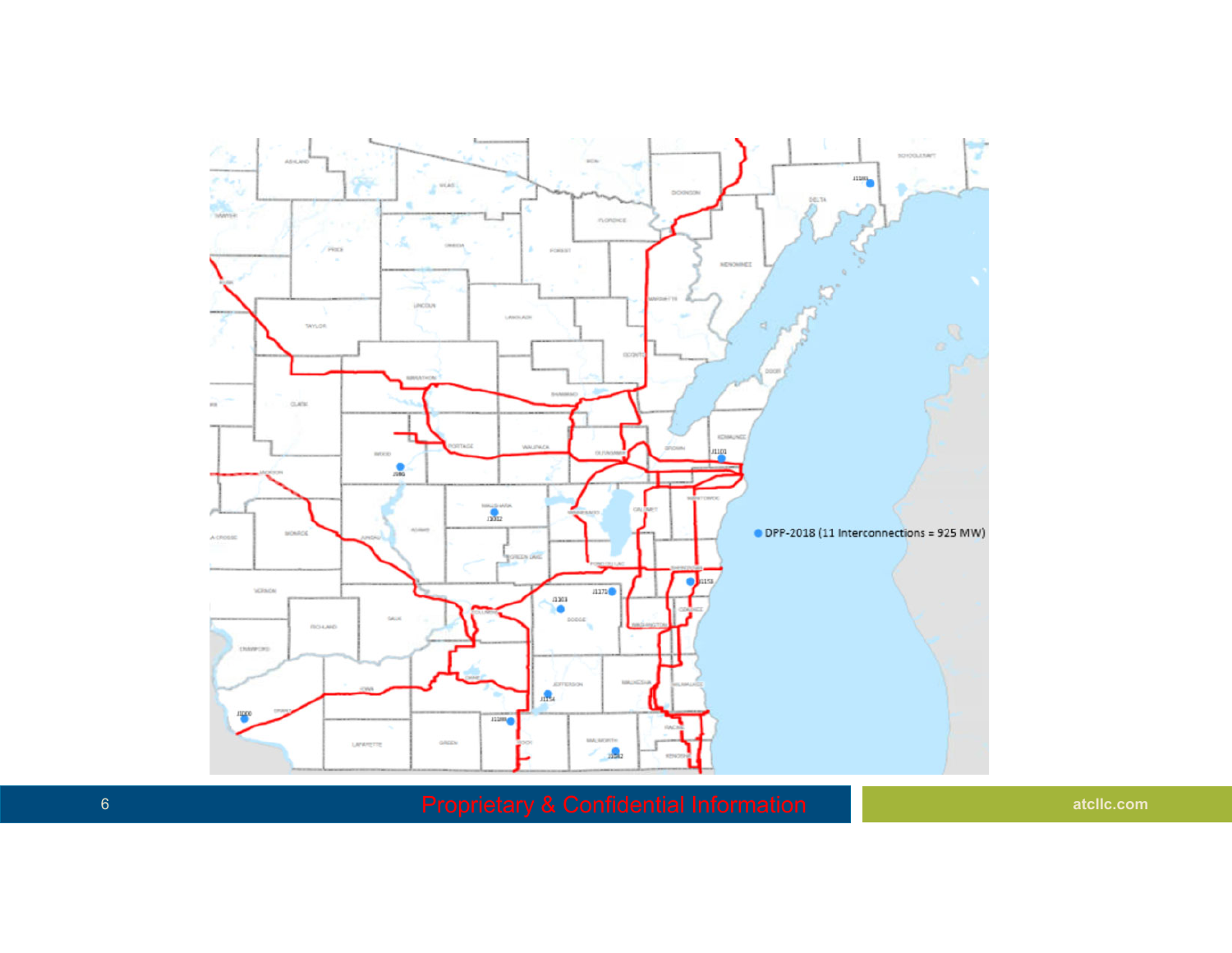DPP-2018 (11 Interconnections = 925 MW)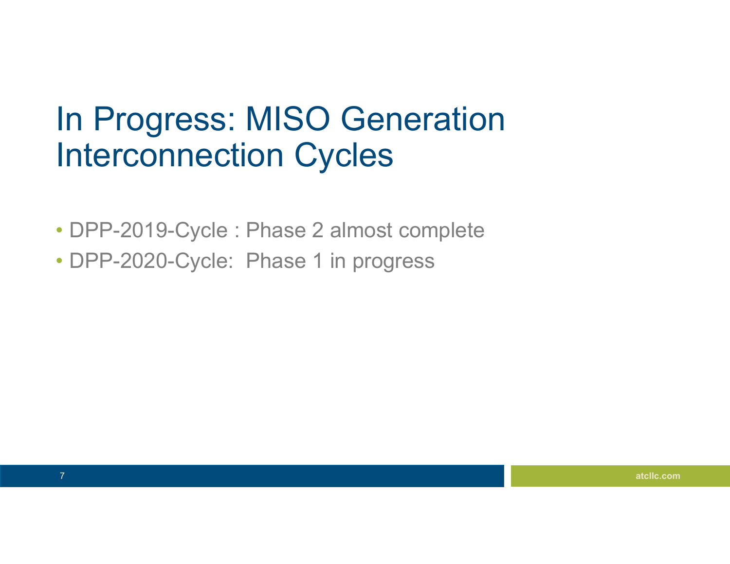# In Progress: MISO Generation Interconnection Cycles

- DPP-2019-Cycle : Phase 2 almost complete
- DPP-2020-Cycle: Phase 1 in progress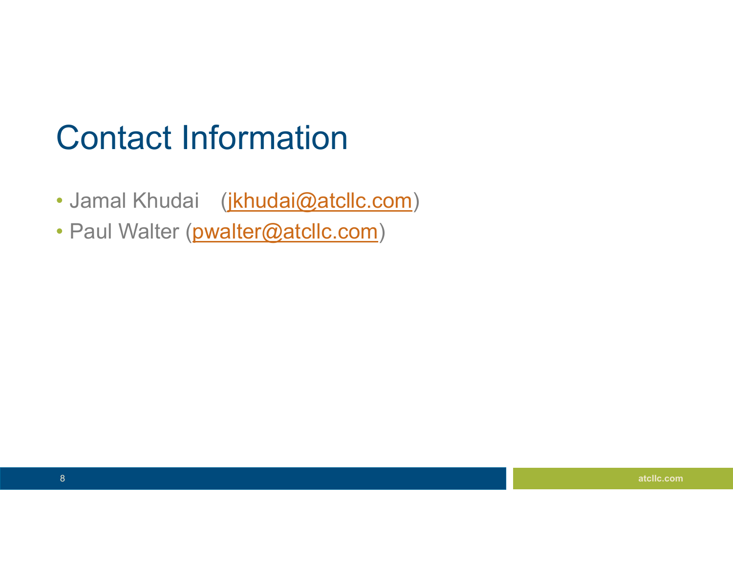# Contact Information

- Jamal Khudai (jkhudai@atcllc.com)
- Paul Walter (pwalter@atcllc.com)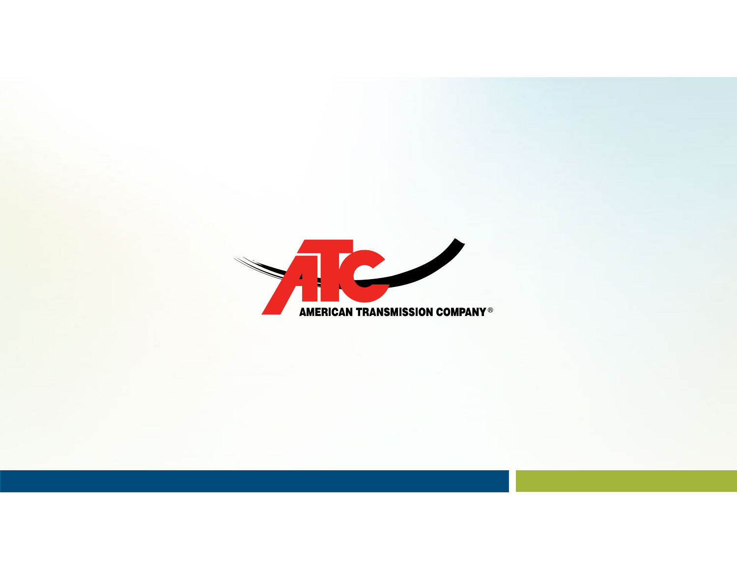AMERICAN TRANSMISSION COMPANY®